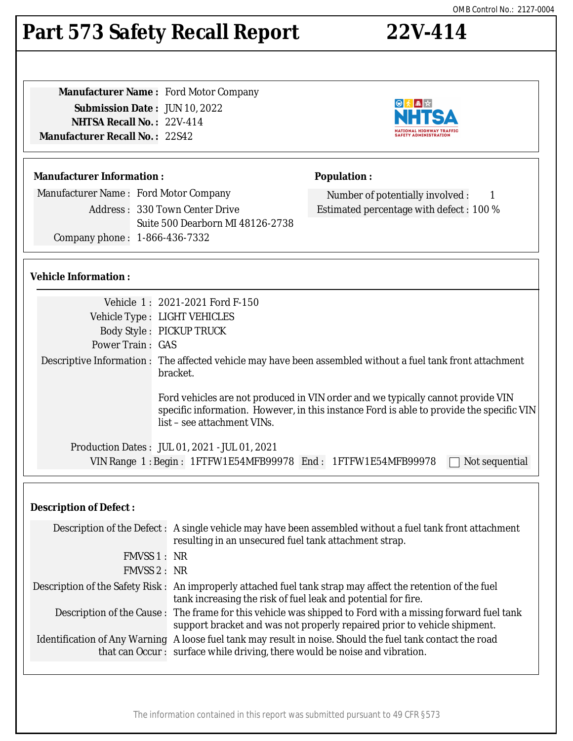OMB Control No.: 2127-0004

# Part 573 Safety Recall Report 22V-414

**Manufacturer Name :** Ford Motor Company
**Submission Date :** JUN 10, 2022
**NHTSA Recall No. :** 22V-414
**Manufacturer Recall No. :** 22S42

## Manufacturer Information :

Manufacturer Name : Ford Motor Company
Address : 330 Town Center Drive
Suite 500 Dearborn MI 48126-2738
Company phone : 1-866-436-7332

## Population :

Number of potentially involved : 1
Estimated percentage with defect : 100 %

## Vehicle Information :

Vehicle 1 : 2021-2021 Ford F-150
Vehicle Type : LIGHT VEHICLES
Body Style : PICKUP TRUCK
Power Train : GAS
Descriptive Information : The affected vehicle may have been assembled without a fuel tank front attachment bracket.

Ford vehicles are not produced in VIN order and we typically cannot provide VIN specific information. However, in this instance Ford is able to provide the specific VIN list – see attachment VINs.

Production Dates : JUL 01, 2021 - JUL 01, 2021
VIN Range 1 : Begin : 1FTFW1E54MFB99978 End : 1FTFW1E54MFB99978 ☐ Not sequential

## Description of Defect :

Description of the Defect : A single vehicle may have been assembled without a fuel tank front attachment resulting in an unsecured fuel tank attachment strap.
FMVSS 1 : NR
FMVSS 2 : NR
Description of the Safety Risk : An improperly attached fuel tank strap may affect the retention of the fuel tank increasing the risk of fuel leak and potential for fire.
Description of the Cause : The frame for this vehicle was shipped to Ford with a missing forward fuel tank support bracket and was not properly repaired prior to vehicle shipment.
Identification of Any Warning that can Occur : A loose fuel tank may result in noise. Should the fuel tank contact the road surface while driving, there would be noise and vibration.

The information contained in this report was submitted pursuant to 49 CFR §573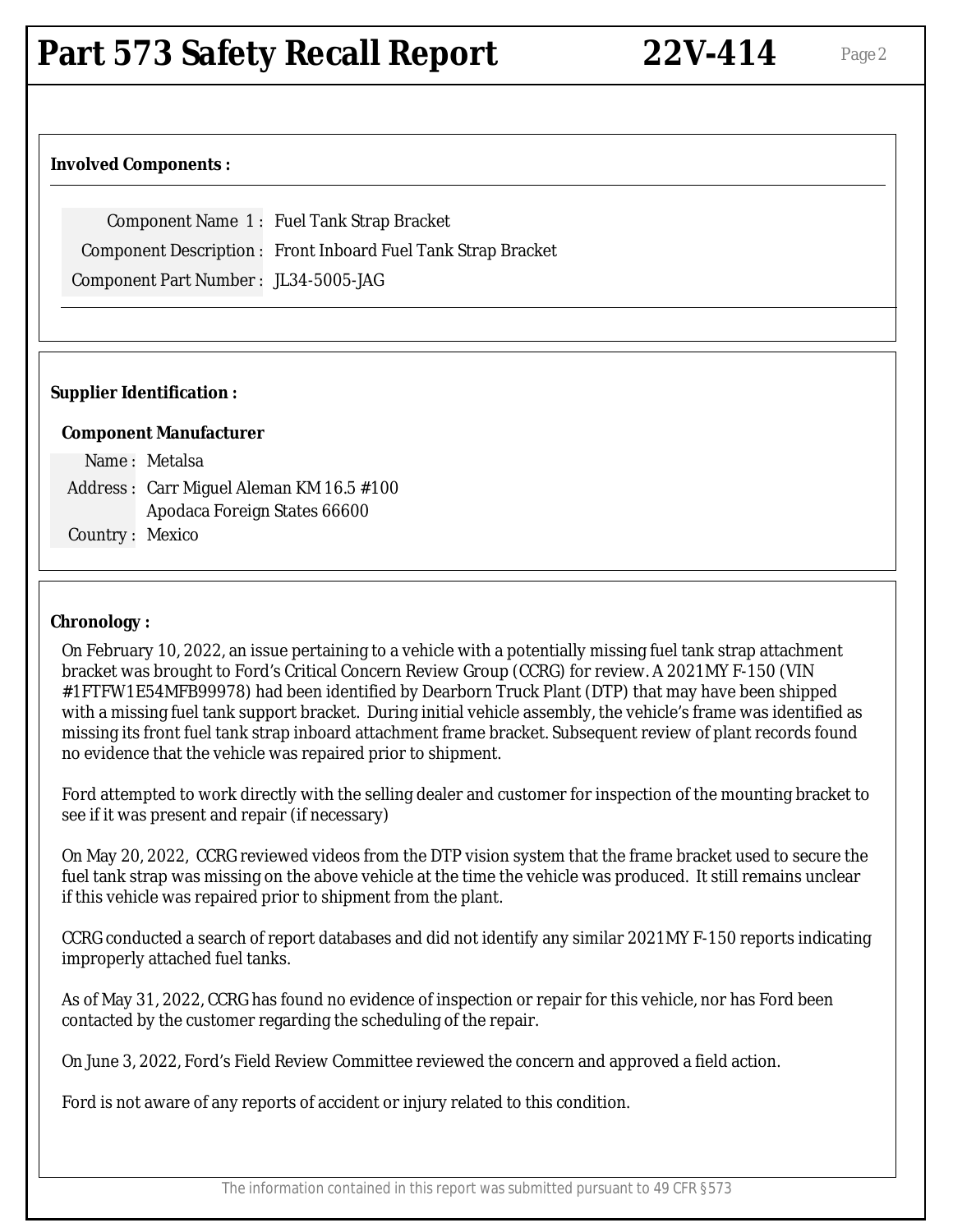## Involved Components :

| | |
|---|---|
| Component Name 1 : | Fuel Tank Strap Bracket |
| Component Description : | Front Inboard Fuel Tank Strap Bracket |
| Component Part Number : | JL34-5005-JAG |

## Supplier Identification :

### Component Manufacturer

| | |
|---|---|
| Name : | Metalsa |
| Address : | Carr Miguel Aleman KM 16.5 #100<br>Apodaca Foreign States 66600 |
| Country : | Mexico |

## Chronology :

On February 10, 2022, an issue pertaining to a vehicle with a potentially missing fuel tank strap attachment bracket was brought to Ford's Critical Concern Review Group (CCRG) for review. A 2021MY F-150 (VIN #1FTFW1E54MFB99978) had been identified by Dearborn Truck Plant (DTP) that may have been shipped with a missing fuel tank support bracket. During initial vehicle assembly, the vehicle's frame was identified as missing its front fuel tank strap inboard attachment frame bracket. Subsequent review of plant records found no evidence that the vehicle was repaired prior to shipment.

Ford attempted to work directly with the selling dealer and customer for inspection of the mounting bracket to see if it was present and repair (if necessary)

On May 20, 2022, CCRG reviewed videos from the DTP vision system that the frame bracket used to secure the fuel tank strap was missing on the above vehicle at the time the vehicle was produced. It still remains unclear if this vehicle was repaired prior to shipment from the plant.

CCRG conducted a search of report databases and did not identify any similar 2021MY F-150 reports indicating improperly attached fuel tanks.

As of May 31, 2022, CCRG has found no evidence of inspection or repair for this vehicle, nor has Ford been contacted by the customer regarding the scheduling of the repair.

On June 3, 2022, Ford's Field Review Committee reviewed the concern and approved a field action.

Ford is not aware of any reports of accident or injury related to this condition.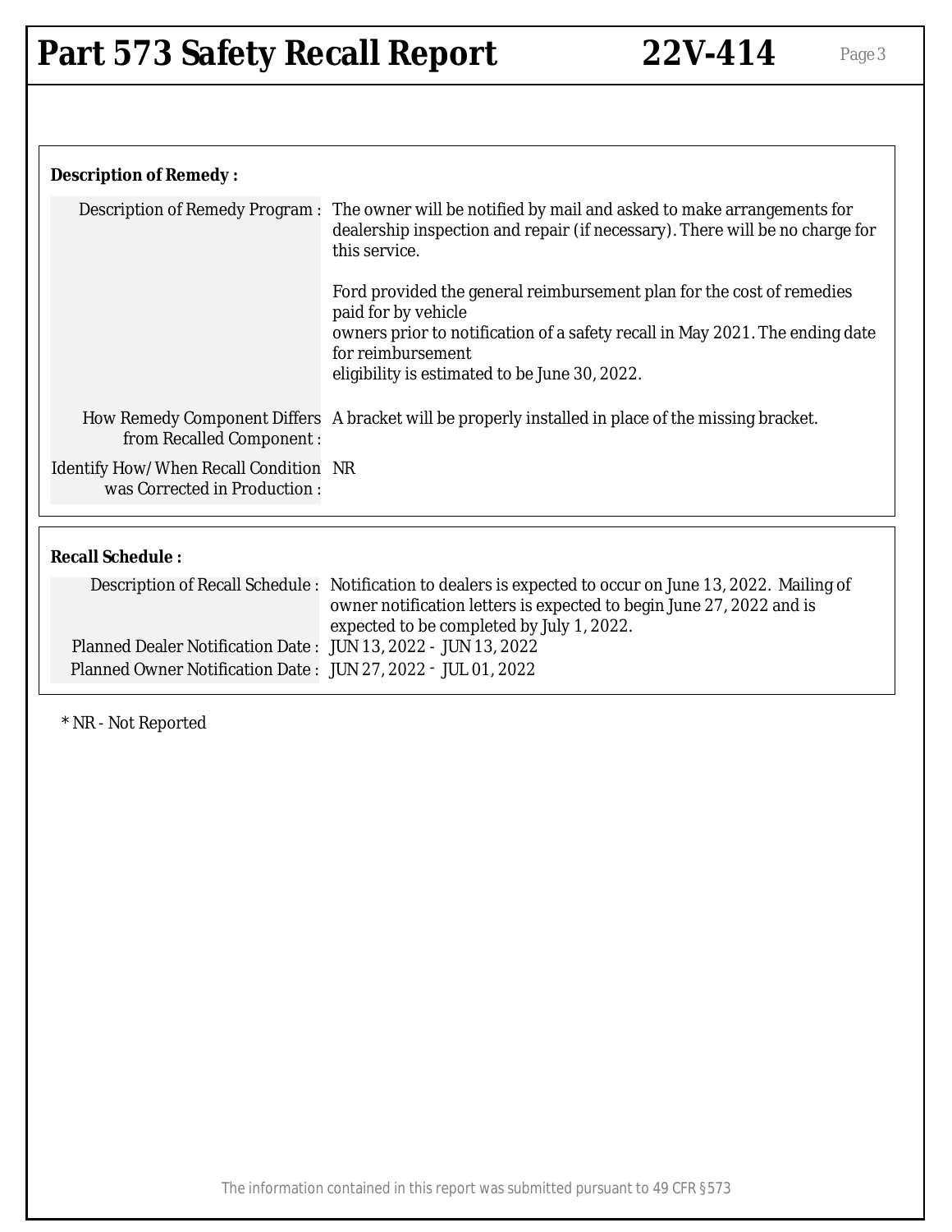**Description of Remedy :**

| | |
|---|---|
| Description of Remedy Program : | The owner will be notified by mail and asked to make arrangements for dealership inspection and repair (if necessary). There will be no charge for this service.<br><br>Ford provided the general reimbursement plan for the cost of remedies paid for by vehicle owners prior to notification of a safety recall in May 2021. The ending date for reimbursement eligibility is estimated to be June 30, 2022. |
| How Remedy Component Differs from Recalled Component : | A bracket will be properly installed in place of the missing bracket. |
| Identify How/When Recall Condition was Corrected in Production : | NR |

**Recall Schedule :**

| | |
|---|---|
| Description of Recall Schedule : | Notification to dealers is expected to occur on June 13, 2022. Mailing of owner notification letters is expected to begin June 27, 2022 and is expected to be completed by July 1, 2022. |
| Planned Dealer Notification Date : | JUN 13, 2022 - JUN 13, 2022 |
| Planned Owner Notification Date : | JUN 27, 2022 - JUL 01, 2022 |

* NR - Not Reported